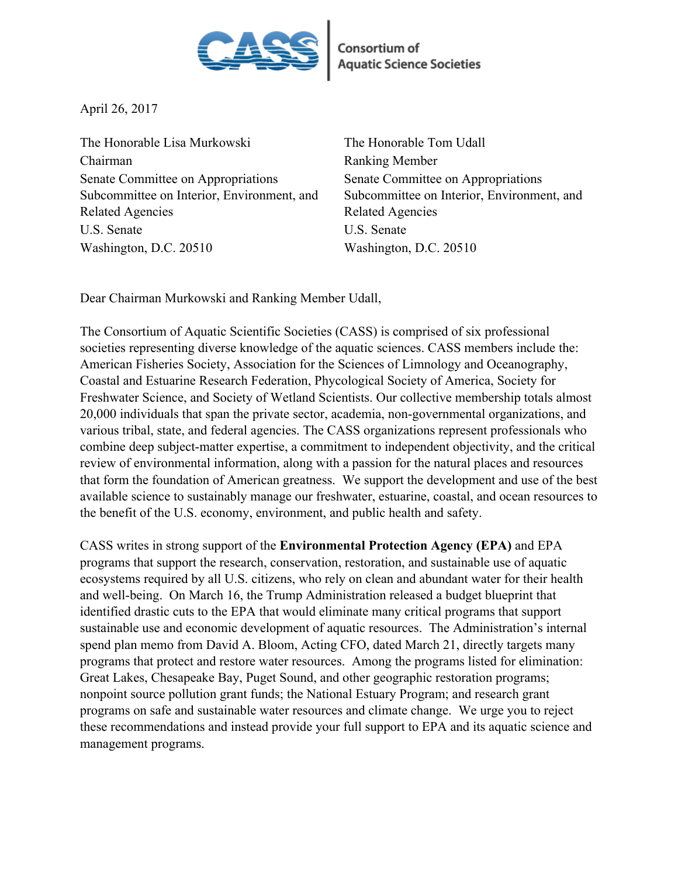CASS | Consortium of Aquatic Science Societies

April 26, 2017

The Honorable Lisa Murkowski
Chairman
Senate Committee on Appropriations
Subcommittee on Interior, Environment, and Related Agencies
U.S. Senate
Washington, D.C. 20510

The Honorable Tom Udall
Ranking Member
Senate Committee on Appropriations
Subcommittee on Interior, Environment, and Related Agencies
U.S. Senate
Washington, D.C. 20510

Dear Chairman Murkowski and Ranking Member Udall,

The Consortium of Aquatic Scientific Societies (CASS) is comprised of six professional societies representing diverse knowledge of the aquatic sciences. CASS members include the: American Fisheries Society, Association for the Sciences of Limnology and Oceanography, Coastal and Estuarine Research Federation, Phycological Society of America, Society for Freshwater Science, and Society of Wetland Scientists. Our collective membership totals almost 20,000 individuals that span the private sector, academia, non-governmental organizations, and various tribal, state, and federal agencies. The CASS organizations represent professionals who combine deep subject-matter expertise, a commitment to independent objectivity, and the critical review of environmental information, along with a passion for the natural places and resources that form the foundation of American greatness. We support the development and use of the best available science to sustainably manage our freshwater, estuarine, coastal, and ocean resources to the benefit of the U.S. economy, environment, and public health and safety.

CASS writes in strong support of the **Environmental Protection Agency (EPA)** and EPA programs that support the research, conservation, restoration, and sustainable use of aquatic ecosystems required by all U.S. citizens, who rely on clean and abundant water for their health and well-being. On March 16, the Trump Administration released a budget blueprint that identified drastic cuts to the EPA that would eliminate many critical programs that support sustainable use and economic development of aquatic resources. The Administration's internal spend plan memo from David A. Bloom, Acting CFO, dated March 21, directly targets many programs that protect and restore water resources. Among the programs listed for elimination: Great Lakes, Chesapeake Bay, Puget Sound, and other geographic restoration programs; nonpoint source pollution grant funds; the National Estuary Program; and research grant programs on safe and sustainable water resources and climate change. We urge you to reject these recommendations and instead provide your full support to EPA and its aquatic science and management programs.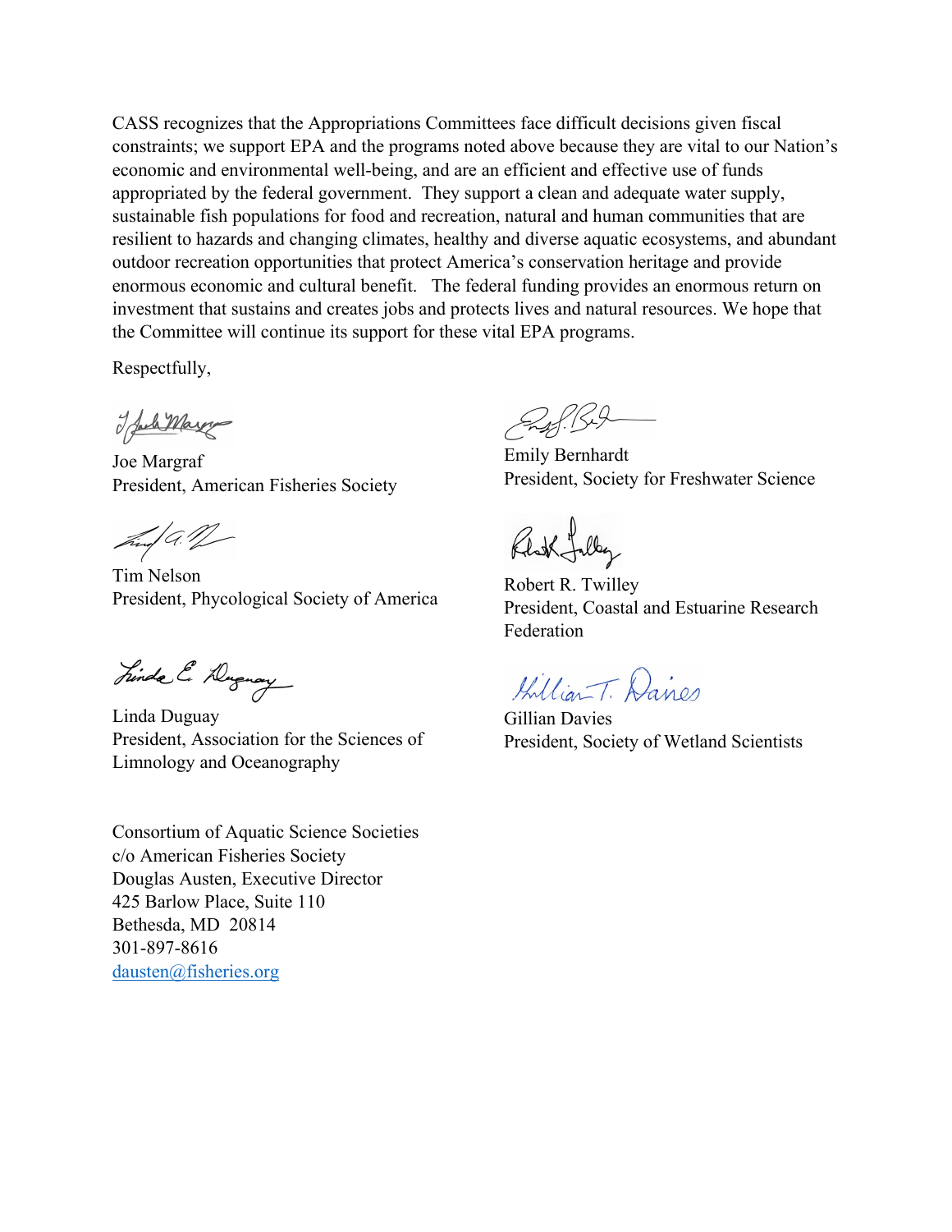CASS recognizes that the Appropriations Committees face difficult decisions given fiscal constraints; we support EPA and the programs noted above because they are vital to our Nation's economic and environmental well-being, and are an efficient and effective use of funds appropriated by the federal government. They support a clean and adequate water supply, sustainable fish populations for food and recreation, natural and human communities that are resilient to hazards and changing climates, healthy and diverse aquatic ecosystems, and abundant outdoor recreation opportunities that protect America's conservation heritage and provide enormous economic and cultural benefit. The federal funding provides an enormous return on investment that sustains and creates jobs and protects lives and natural resources. We hope that the Committee will continue its support for these vital EPA programs.

Respectfully,

Joe Margraf
President, American Fisheries Society

Emily Bernhardt
President, Society for Freshwater Science

Tim Nelson
President, Phycological Society of America

Robert R. Twilley
President, Coastal and Estuarine Research Federation

Linda Duguay
President, Association for the Sciences of Limnology and Oceanography

Gillian Davies
President, Society of Wetland Scientists

Consortium of Aquatic Science Societies
c/o American Fisheries Society
Douglas Austen, Executive Director
425 Barlow Place, Suite 110
Bethesda, MD 20814
301-897-8616
dausten@fisheries.org